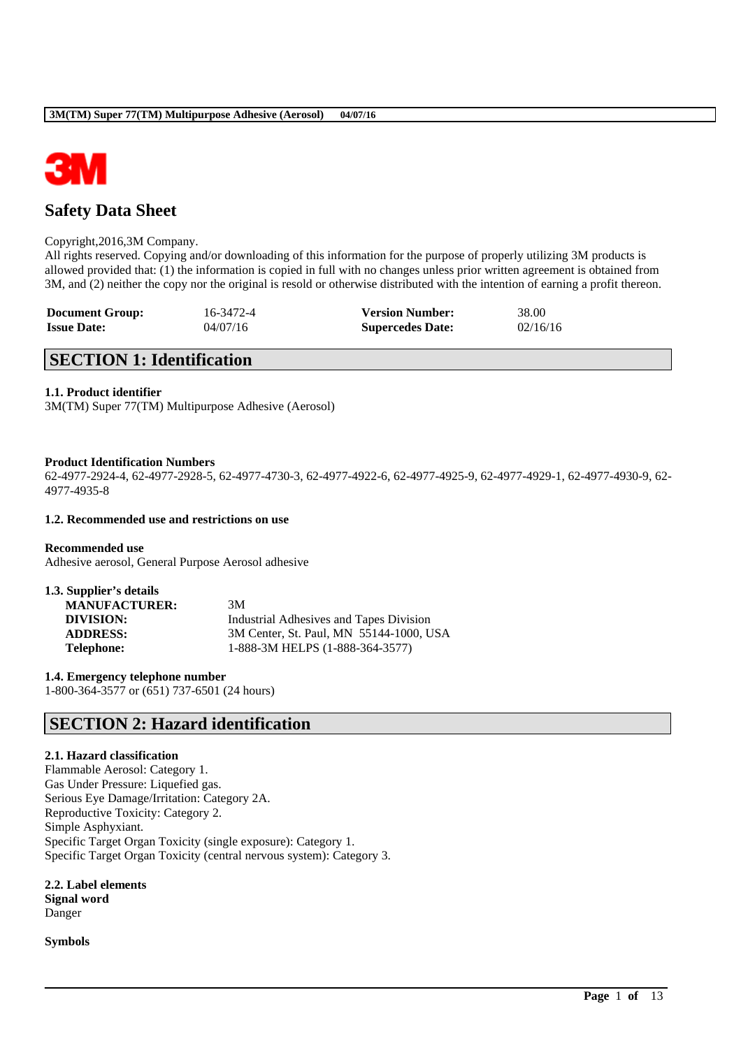# Safety Data Sheet

Copyright,2016,3M Company.
All rights reserved. Copying and/or downloading of this information for the purpose of properly utilizing 3M products is allowed provided that: (1) the information is copied in full with no changes unless prior written agreement is obtained from 3M, and (2) neither the copy nor the original is resold or otherwise distributed with the intention of earning a profit thereon.

| | | | |
|---|---|---|---|
| **Document Group:** | 16-3472-4 | **Version Number:** | 38.00 |
| **Issue Date:** | 04/07/16 | **Supercedes Date:** | 02/16/16 |

## SECTION 1: Identification

**1.1. Product identifier**
3M(TM) Super 77(TM) Multipurpose Adhesive (Aerosol)

**Product Identification Numbers**
62-4977-2924-4, 62-4977-2928-5, 62-4977-4730-3, 62-4977-4922-6, 62-4977-4925-9, 62-4977-4929-1, 62-4977-4930-9, 62-4977-4935-8

**1.2. Recommended use and restrictions on use**

**Recommended use**
Adhesive aerosol, General Purpose Aerosol adhesive

**1.3. Supplier's details**

| | |
|---|---|
| **MANUFACTURER:** | 3M |
| **DIVISION:** | Industrial Adhesives and Tapes Division |
| **ADDRESS:** | 3M Center, St. Paul, MN 55144-1000, USA |
| **Telephone:** | 1-888-3M HELPS (1-888-364-3577) |

**1.4. Emergency telephone number**
1-800-364-3577 or (651) 737-6501 (24 hours)

## SECTION 2: Hazard identification

**2.1. Hazard classification**
Flammable Aerosol: Category 1.
Gas Under Pressure: Liquefied gas.
Serious Eye Damage/Irritation: Category 2A.
Reproductive Toxicity: Category 2.
Simple Asphyxiant.
Specific Target Organ Toxicity (single exposure): Category 1.
Specific Target Organ Toxicity (central nervous system): Category 3.

**2.2. Label elements**
**Signal word**
Danger

**Symbols**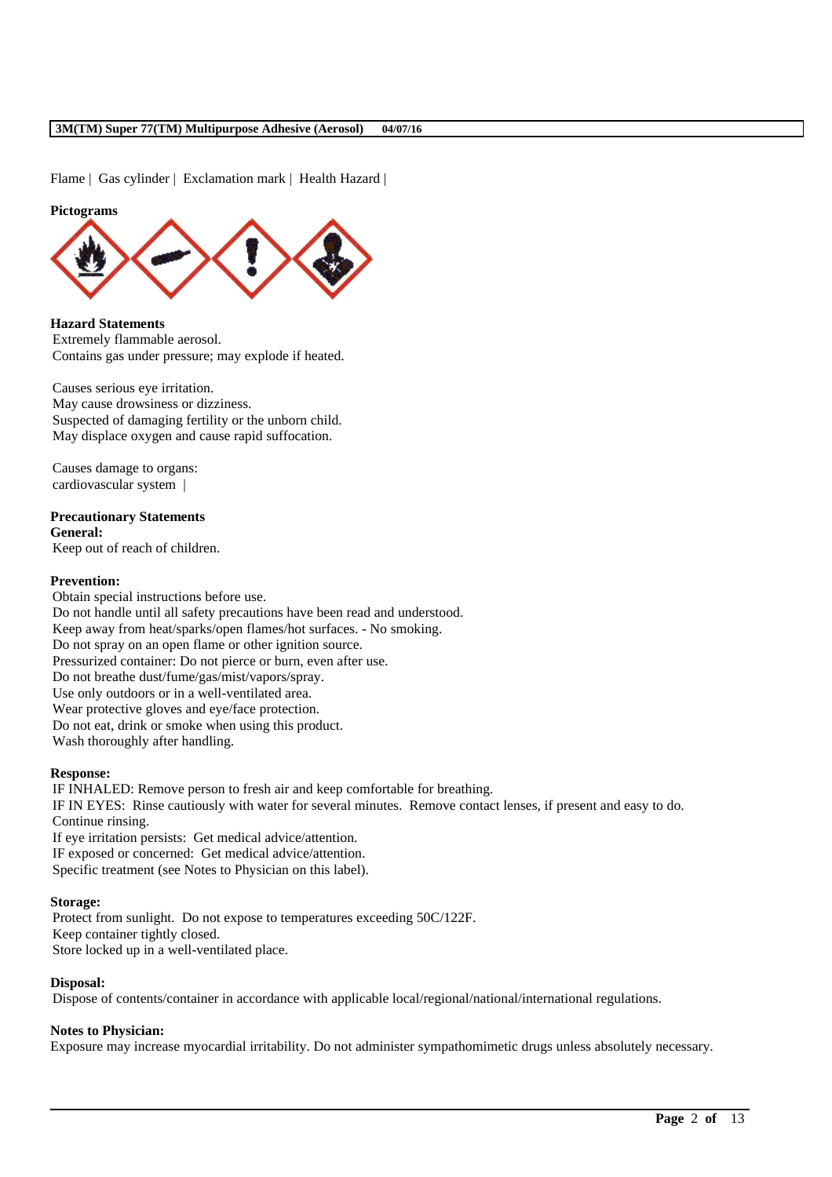Flame | Gas cylinder | Exclamation mark | Health Hazard |

**Pictograms**

**Hazard Statements**

Extremely flammable aerosol.
Contains gas under pressure; may explode if heated.

Causes serious eye irritation.
May cause drowsiness or dizziness.
Suspected of damaging fertility or the unborn child.
May displace oxygen and cause rapid suffocation.

Causes damage to organs:
cardiovascular system |

**Precautionary Statements**

**General:**

Keep out of reach of children.

**Prevention:**

Obtain special instructions before use.
Do not handle until all safety precautions have been read and understood.
Keep away from heat/sparks/open flames/hot surfaces. - No smoking.
Do not spray on an open flame or other ignition source.
Pressurized container: Do not pierce or burn, even after use.
Do not breathe dust/fume/gas/mist/vapors/spray.
Use only outdoors or in a well-ventilated area.
Wear protective gloves and eye/face protection.
Do not eat, drink or smoke when using this product.
Wash thoroughly after handling.

**Response:**

IF INHALED: Remove person to fresh air and keep comfortable for breathing.
IF IN EYES: Rinse cautiously with water for several minutes. Remove contact lenses, if present and easy to do. Continue rinsing.
If eye irritation persists: Get medical advice/attention.
IF exposed or concerned: Get medical advice/attention.
Specific treatment (see Notes to Physician on this label).

**Storage:**

Protect from sunlight. Do not expose to temperatures exceeding 50C/122F.
Keep container tightly closed.
Store locked up in a well-ventilated place.

**Disposal:**

Dispose of contents/container in accordance with applicable local/regional/national/international regulations.

**Notes to Physician:**

Exposure may increase myocardial irritability. Do not administer sympathomimetic drugs unless absolutely necessary.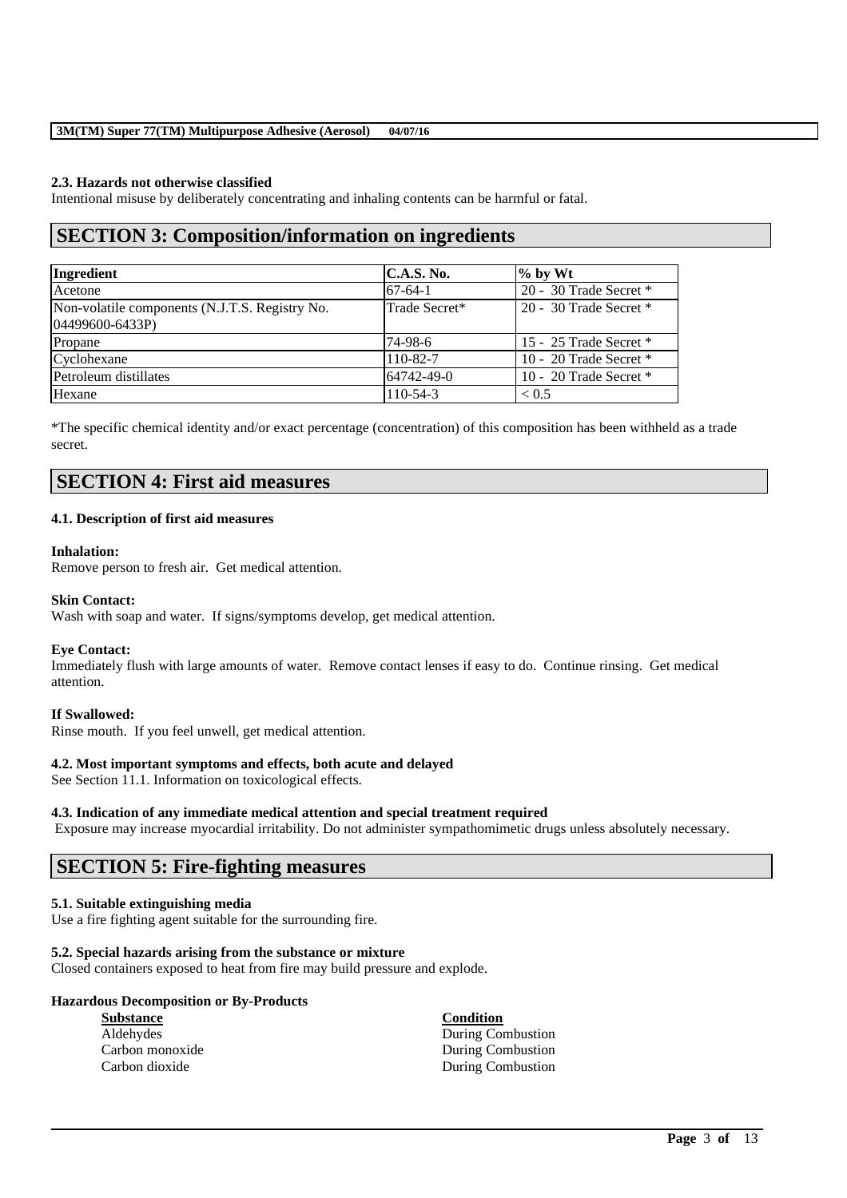### 2.3. Hazards not otherwise classified

Intentional misuse by deliberately concentrating and inhaling contents can be harmful or fatal.

## SECTION 3: Composition/information on ingredients

| Ingredient | C.A.S. No. | % by Wt |
|---|---|---|
| Acetone | 67-64-1 | 20 - 30 Trade Secret * |
| Non-volatile components (N.J.T.S. Registry No. 04499600-6433P) | Trade Secret* | 20 - 30 Trade Secret * |
| Propane | 74-98-6 | 15 - 25 Trade Secret * |
| Cyclohexane | 110-82-7 | 10 - 20 Trade Secret * |
| Petroleum distillates | 64742-49-0 | 10 - 20 Trade Secret * |
| Hexane | 110-54-3 | < 0.5 |

*The specific chemical identity and/or exact percentage (concentration) of this composition has been withheld as a trade secret.

## SECTION 4: First aid measures

### 4.1. Description of first aid measures

**Inhalation:**

Remove person to fresh air. Get medical attention.

**Skin Contact:**

Wash with soap and water. If signs/symptoms develop, get medical attention.

**Eye Contact:**

Immediately flush with large amounts of water. Remove contact lenses if easy to do. Continue rinsing. Get medical attention.

**If Swallowed:**

Rinse mouth. If you feel unwell, get medical attention.

### 4.2. Most important symptoms and effects, both acute and delayed

See Section 11.1. Information on toxicological effects.

### 4.3. Indication of any immediate medical attention and special treatment required

Exposure may increase myocardial irritability. Do not administer sympathomimetic drugs unless absolutely necessary.

## SECTION 5: Fire-fighting measures

### 5.1. Suitable extinguishing media

Use a fire fighting agent suitable for the surrounding fire.

### 5.2. Special hazards arising from the substance or mixture

Closed containers exposed to heat from fire may build pressure and explode.

**Hazardous Decomposition or By-Products**

| Substance | Condition |
|---|---|
| Aldehydes | During Combustion |
| Carbon monoxide | During Combustion |
| Carbon dioxide | During Combustion |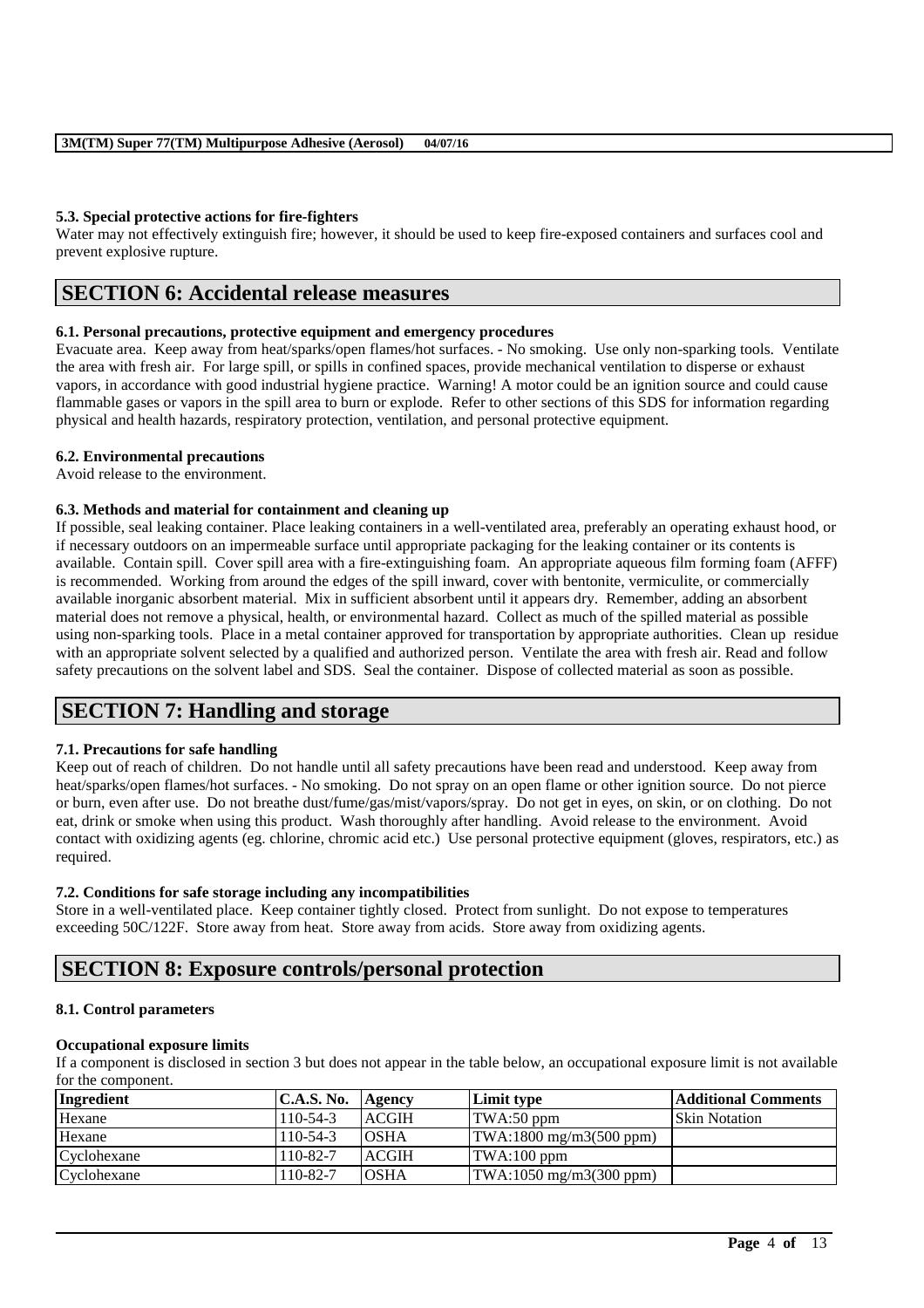### 5.3. Special protective actions for fire-fighters

Water may not effectively extinguish fire; however, it should be used to keep fire-exposed containers and surfaces cool and prevent explosive rupture.

## SECTION 6: Accidental release measures

### 6.1. Personal precautions, protective equipment and emergency procedures

Evacuate area. Keep away from heat/sparks/open flames/hot surfaces. - No smoking. Use only non-sparking tools. Ventilate the area with fresh air. For large spill, or spills in confined spaces, provide mechanical ventilation to disperse or exhaust vapors, in accordance with good industrial hygiene practice. Warning! A motor could be an ignition source and could cause flammable gases or vapors in the spill area to burn or explode. Refer to other sections of this SDS for information regarding physical and health hazards, respiratory protection, ventilation, and personal protective equipment.

### 6.2. Environmental precautions

Avoid release to the environment.

### 6.3. Methods and material for containment and cleaning up

If possible, seal leaking container. Place leaking containers in a well-ventilated area, preferably an operating exhaust hood, or if necessary outdoors on an impermeable surface until appropriate packaging for the leaking container or its contents is available. Contain spill. Cover spill area with a fire-extinguishing foam. An appropriate aqueous film forming foam (AFFF) is recommended. Working from around the edges of the spill inward, cover with bentonite, vermiculite, or commercially available inorganic absorbent material. Mix in sufficient absorbent until it appears dry. Remember, adding an absorbent material does not remove a physical, health, or environmental hazard. Collect as much of the spilled material as possible using non-sparking tools. Place in a metal container approved for transportation by appropriate authorities. Clean up residue with an appropriate solvent selected by a qualified and authorized person. Ventilate the area with fresh air. Read and follow safety precautions on the solvent label and SDS. Seal the container. Dispose of collected material as soon as possible.

## SECTION 7: Handling and storage

### 7.1. Precautions for safe handling

Keep out of reach of children. Do not handle until all safety precautions have been read and understood. Keep away from heat/sparks/open flames/hot surfaces. - No smoking. Do not spray on an open flame or other ignition source. Do not pierce or burn, even after use. Do not breathe dust/fume/gas/mist/vapors/spray. Do not get in eyes, on skin, or on clothing. Do not eat, drink or smoke when using this product. Wash thoroughly after handling. Avoid release to the environment. Avoid contact with oxidizing agents (eg. chlorine, chromic acid etc.) Use personal protective equipment (gloves, respirators, etc.) as required.

### 7.2. Conditions for safe storage including any incompatibilities

Store in a well-ventilated place. Keep container tightly closed. Protect from sunlight. Do not expose to temperatures exceeding 50C/122F. Store away from heat. Store away from acids. Store away from oxidizing agents.

## SECTION 8: Exposure controls/personal protection

### 8.1. Control parameters

**Occupational exposure limits**

If a component is disclosed in section 3 but does not appear in the table below, an occupational exposure limit is not available for the component.

| Ingredient | C.A.S. No. | Agency | Limit type | Additional Comments |
|---|---|---|---|---|
| Hexane | 110-54-3 | ACGIH | TWA:50 ppm | Skin Notation |
| Hexane | 110-54-3 | OSHA | TWA:1800 mg/m3(500 ppm) | |
| Cyclohexane | 110-82-7 | ACGIH | TWA:100 ppm | |
| Cyclohexane | 110-82-7 | OSHA | TWA:1050 mg/m3(300 ppm) | |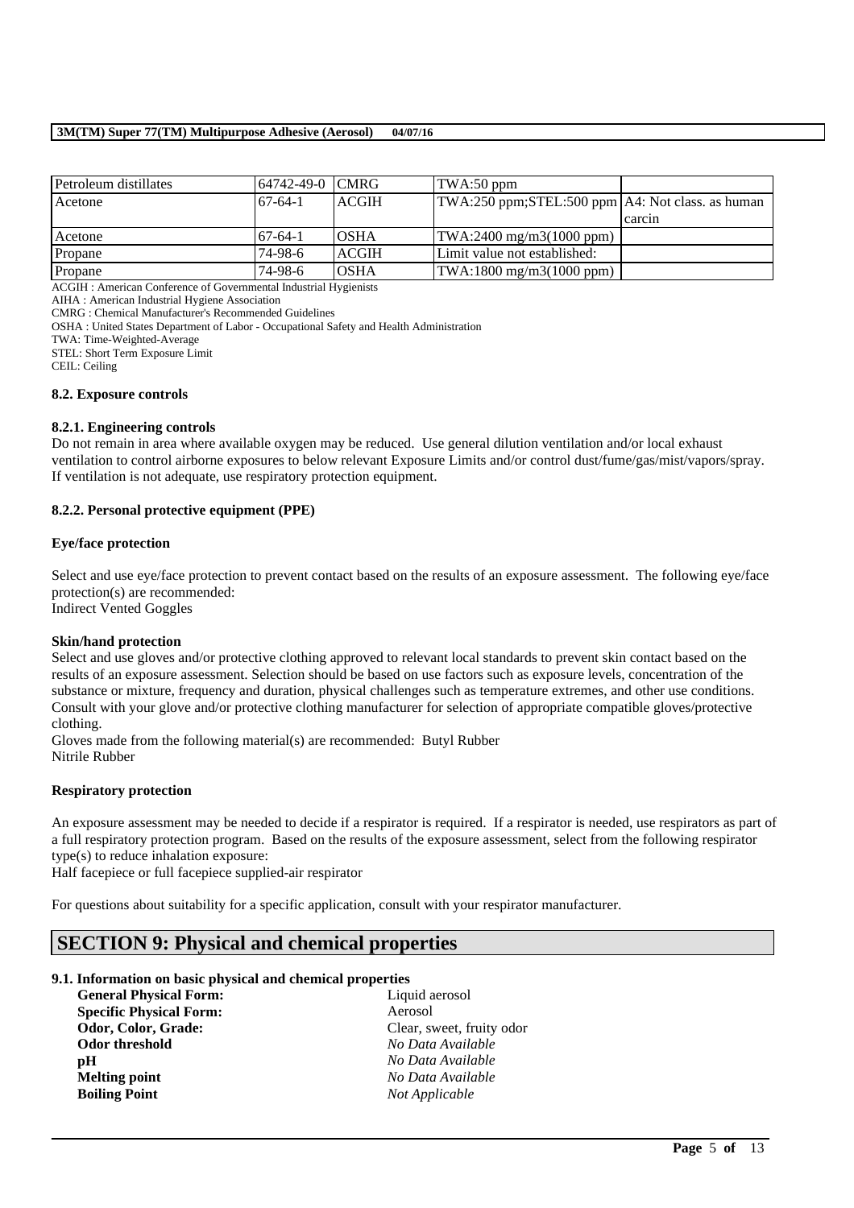| Petroleum distillates | 64742-49-0 | CMRG | TWA:50 ppm | |
| --- | --- | --- | --- | --- |
| Acetone | 67-64-1 | ACGIH | TWA:250 ppm;STEL:500 ppm | A4: Not class. as human carcin |
| Acetone | 67-64-1 | OSHA | TWA:2400 mg/m3(1000 ppm) | |
| Propane | 74-98-6 | ACGIH | Limit value not established: | |
| Propane | 74-98-6 | OSHA | TWA:1800 mg/m3(1000 ppm) | |

ACGIH : American Conference of Governmental Industrial Hygienists
AIHA : American Industrial Hygiene Association
CMRG : Chemical Manufacturer's Recommended Guidelines
OSHA : United States Department of Labor - Occupational Safety and Health Administration
TWA: Time-Weighted-Average
STEL: Short Term Exposure Limit
CEIL: Ceiling

### 8.2. Exposure controls

#### 8.2.1. Engineering controls

Do not remain in area where available oxygen may be reduced. Use general dilution ventilation and/or local exhaust ventilation to control airborne exposures to below relevant Exposure Limits and/or control dust/fume/gas/mist/vapors/spray. If ventilation is not adequate, use respiratory protection equipment.

#### 8.2.2. Personal protective equipment (PPE)

**Eye/face protection**

Select and use eye/face protection to prevent contact based on the results of an exposure assessment. The following eye/face protection(s) are recommended:
Indirect Vented Goggles

**Skin/hand protection**

Select and use gloves and/or protective clothing approved to relevant local standards to prevent skin contact based on the results of an exposure assessment. Selection should be based on use factors such as exposure levels, concentration of the substance or mixture, frequency and duration, physical challenges such as temperature extremes, and other use conditions. Consult with your glove and/or protective clothing manufacturer for selection of appropriate compatible gloves/protective clothing.
Gloves made from the following material(s) are recommended: Butyl Rubber
Nitrile Rubber

**Respiratory protection**

An exposure assessment may be needed to decide if a respirator is required. If a respirator is needed, use respirators as part of a full respiratory protection program. Based on the results of the exposure assessment, select from the following respirator type(s) to reduce inhalation exposure:
Half facepiece or full facepiece supplied-air respirator

For questions about suitability for a specific application, consult with your respirator manufacturer.

## SECTION 9: Physical and chemical properties

### 9.1. Information on basic physical and chemical properties

| | |
| --- | --- |
| **General Physical Form:** | Liquid aerosol |
| **Specific Physical Form:** | Aerosol |
| **Odor, Color, Grade:** | Clear, sweet, fruity odor |
| **Odor threshold** | *No Data Available* |
| **pH** | *No Data Available* |
| **Melting point** | *No Data Available* |
| **Boiling Point** | *Not Applicable* |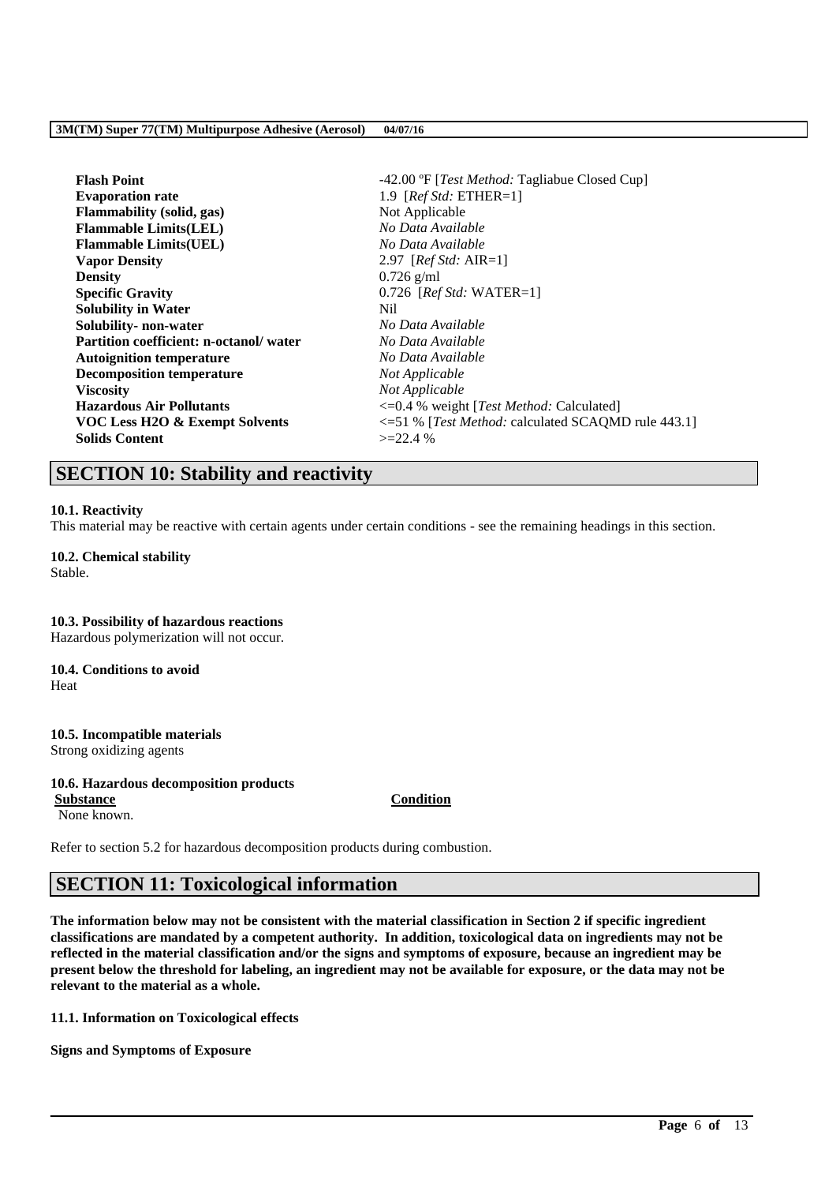| | |
|---|---|
| **Flash Point** | -42.00 ºF [*Test Method:* Tagliabue Closed Cup] |
| **Evaporation rate** | 1.9 [*Ref Std:* ETHER=1] |
| **Flammability (solid, gas)** | Not Applicable |
| **Flammable Limits(LEL)** | *No Data Available* |
| **Flammable Limits(UEL)** | *No Data Available* |
| **Vapor Density** | 2.97 [*Ref Std:* AIR=1] |
| **Density** | 0.726 g/ml |
| **Specific Gravity** | 0.726 [*Ref Std:* WATER=1] |
| **Solubility in Water** | Nil |
| **Solubility- non-water** | *No Data Available* |
| **Partition coefficient: n-octanol/ water** | *No Data Available* |
| **Autoignition temperature** | *No Data Available* |
| **Decomposition temperature** | *Not Applicable* |
| **Viscosity** | *Not Applicable* |
| **Hazardous Air Pollutants** | <=0.4 % weight [*Test Method:* Calculated] |
| **VOC Less H2O & Exempt Solvents** | <=51 % [*Test Method:* calculated SCAQMD rule 443.1] |
| **Solids Content** | >=22.4 % |

## SECTION 10: Stability and reactivity

**10.1. Reactivity**
This material may be reactive with certain agents under certain conditions - see the remaining headings in this section.

**10.2. Chemical stability**
Stable.

**10.3. Possibility of hazardous reactions**
Hazardous polymerization will not occur.

**10.4. Conditions to avoid**
Heat

**10.5. Incompatible materials**
Strong oxidizing agents

**10.6. Hazardous decomposition products**

| Substance | Condition |
|---|---|
| None known. | |

Refer to section 5.2 for hazardous decomposition products during combustion.

## SECTION 11: Toxicological information

**The information below may not be consistent with the material classification in Section 2 if specific ingredient classifications are mandated by a competent authority. In addition, toxicological data on ingredients may not be reflected in the material classification and/or the signs and symptoms of exposure, because an ingredient may be present below the threshold for labeling, an ingredient may not be available for exposure, or the data may not be relevant to the material as a whole.**

**11.1. Information on Toxicological effects**

**Signs and Symptoms of Exposure**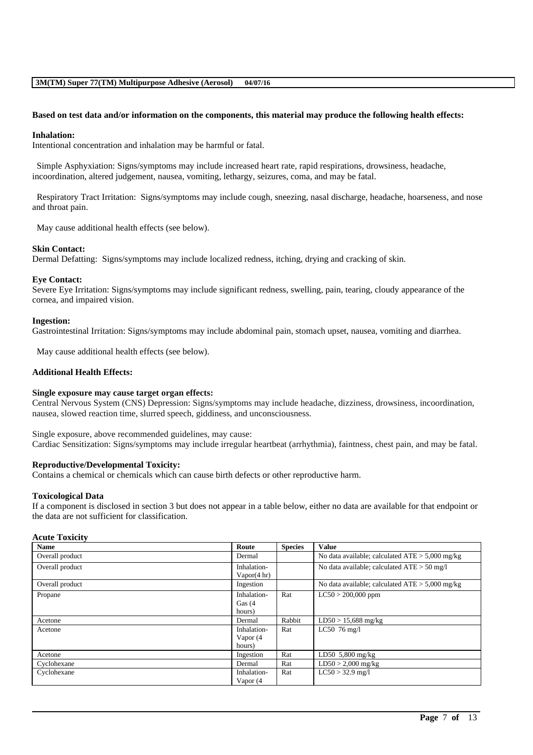**Based on test data and/or information on the components, this material may produce the following health effects:**

**Inhalation:**
Intentional concentration and inhalation may be harmful or fatal.

Simple Asphyxiation: Signs/symptoms may include increased heart rate, rapid respirations, drowsiness, headache, incoordination, altered judgement, nausea, vomiting, lethargy, seizures, coma, and may be fatal.

Respiratory Tract Irritation: Signs/symptoms may include cough, sneezing, nasal discharge, headache, hoarseness, and nose and throat pain.

May cause additional health effects (see below).

**Skin Contact:**
Dermal Defatting: Signs/symptoms may include localized redness, itching, drying and cracking of skin.

**Eye Contact:**
Severe Eye Irritation: Signs/symptoms may include significant redness, swelling, pain, tearing, cloudy appearance of the cornea, and impaired vision.

**Ingestion:**
Gastrointestinal Irritation: Signs/symptoms may include abdominal pain, stomach upset, nausea, vomiting and diarrhea.

May cause additional health effects (see below).

**Additional Health Effects:**

**Single exposure may cause target organ effects:**
Central Nervous System (CNS) Depression: Signs/symptoms may include headache, dizziness, drowsiness, incoordination, nausea, slowed reaction time, slurred speech, giddiness, and unconsciousness.

Single exposure, above recommended guidelines, may cause:
Cardiac Sensitization: Signs/symptoms may include irregular heartbeat (arrhythmia), faintness, chest pain, and may be fatal.

**Reproductive/Developmental Toxicity:**
Contains a chemical or chemicals which can cause birth defects or other reproductive harm.

**Toxicological Data**
If a component is disclosed in section 3 but does not appear in a table below, either no data are available for that endpoint or the data are not sufficient for classification.

**Acute Toxicity**

| Name | Route | Species | Value |
|---|---|---|---|
| Overall product | Dermal | | No data available; calculated ATE > 5,000 mg/kg |
| Overall product | Inhalation-Vapor(4 hr) | | No data available; calculated ATE > 50 mg/l |
| Overall product | Ingestion | | No data available; calculated ATE > 5,000 mg/kg |
| Propane | Inhalation-Gas (4 hours) | Rat | LC50 > 200,000 ppm |
| Acetone | Dermal | Rabbit | LD50 > 15,688 mg/kg |
| Acetone | Inhalation-Vapor (4 hours) | Rat | LC50 76 mg/l |
| Acetone | Ingestion | Rat | LD50 5,800 mg/kg |
| Cyclohexane | Dermal | Rat | LD50 > 2,000 mg/kg |
| Cyclohexane | Inhalation-Vapor (4 | Rat | LC50 > 32.9 mg/l |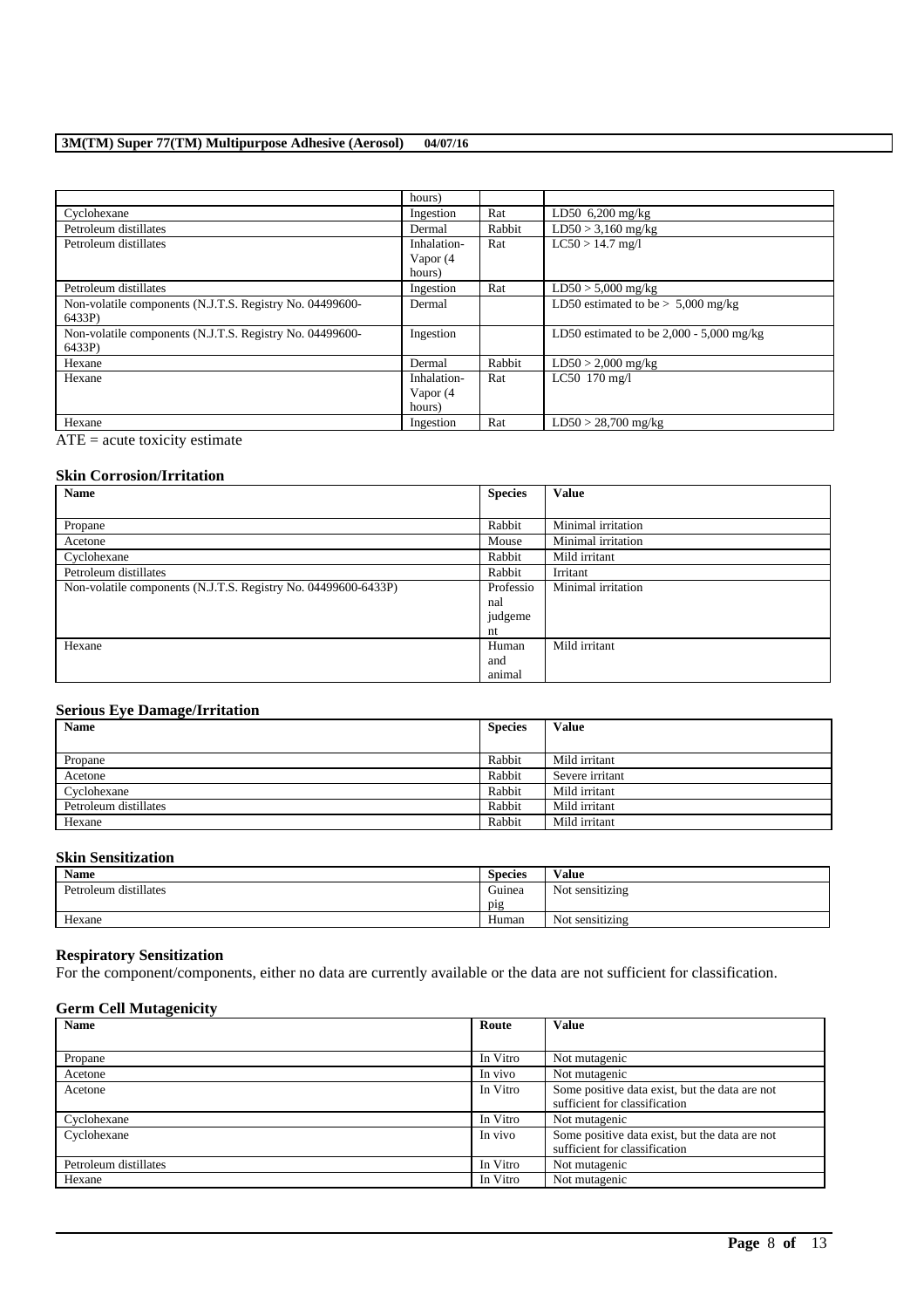| | hours) | | |
|---|---|---|---|
| Cyclohexane | Ingestion | Rat | LD50 6,200 mg/kg |
| Petroleum distillates | Dermal | Rabbit | LD50 > 3,160 mg/kg |
| Petroleum distillates | Inhalation-Vapor (4 hours) | Rat | LC50 > 14.7 mg/l |
| Petroleum distillates | Ingestion | Rat | LD50 > 5,000 mg/kg |
| Non-volatile components (N.J.T.S. Registry No. 04499600-6433P) | Dermal | | LD50 estimated to be > 5,000 mg/kg |
| Non-volatile components (N.J.T.S. Registry No. 04499600-6433P) | Ingestion | | LD50 estimated to be 2,000 - 5,000 mg/kg |
| Hexane | Dermal | Rabbit | LD50 > 2,000 mg/kg |
| Hexane | Inhalation-Vapor (4 hours) | Rat | LC50 170 mg/l |
| Hexane | Ingestion | Rat | LD50 > 28,700 mg/kg |

ATE = acute toxicity estimate

### Skin Corrosion/Irritation

| Name | Species | Value |
|---|---|---|
| Propane | Rabbit | Minimal irritation |
| Acetone | Mouse | Minimal irritation |
| Cyclohexane | Rabbit | Mild irritant |
| Petroleum distillates | Rabbit | Irritant |
| Non-volatile components (N.J.T.S. Registry No. 04499600-6433P) | Professional judgement | Minimal irritation |
| Hexane | Human and animal | Mild irritant |

### Serious Eye Damage/Irritation

| Name | Species | Value |
|---|---|---|
| Propane | Rabbit | Mild irritant |
| Acetone | Rabbit | Severe irritant |
| Cyclohexane | Rabbit | Mild irritant |
| Petroleum distillates | Rabbit | Mild irritant |
| Hexane | Rabbit | Mild irritant |

### Skin Sensitization

| Name | Species | Value |
|---|---|---|
| Petroleum distillates | Guinea pig | Not sensitizing |
| Hexane | Human | Not sensitizing |

### Respiratory Sensitization

For the component/components, either no data are currently available or the data are not sufficient for classification.

### Germ Cell Mutagenicity

| Name | Route | Value |
|---|---|---|
| Propane | In Vitro | Not mutagenic |
| Acetone | In vivo | Not mutagenic |
| Acetone | In Vitro | Some positive data exist, but the data are not sufficient for classification |
| Cyclohexane | In Vitro | Not mutagenic |
| Cyclohexane | In vivo | Some positive data exist, but the data are not sufficient for classification |
| Petroleum distillates | In Vitro | Not mutagenic |
| Hexane | In Vitro | Not mutagenic |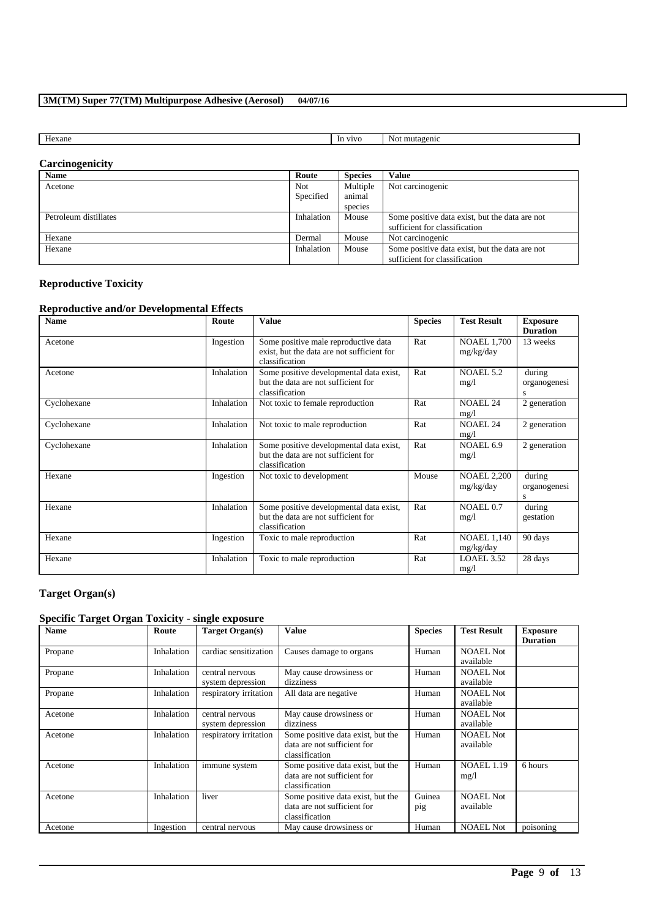| Hexane | In vivo | Not mutagenic |
|---|---|---|

### Carcinogenicity

| Name | Route | Species | Value |
|---|---|---|---|
| Acetone | Not Specified | Multiple animal species | Not carcinogenic |
| Petroleum distillates | Inhalation | Mouse | Some positive data exist, but the data are not sufficient for classification |
| Hexane | Dermal | Mouse | Not carcinogenic |
| Hexane | Inhalation | Mouse | Some positive data exist, but the data are not sufficient for classification |

## Reproductive Toxicity

### Reproductive and/or Developmental Effects

| Name | Route | Value | Species | Test Result | Exposure Duration |
|---|---|---|---|---|---|
| Acetone | Ingestion | Some positive male reproductive data exist, but the data are not sufficient for classification | Rat | NOAEL 1,700 mg/kg/day | 13 weeks |
| Acetone | Inhalation | Some positive developmental data exist, but the data are not sufficient for classification | Rat | NOAEL 5.2 mg/l | during organogenesis |
| Cyclohexane | Inhalation | Not toxic to female reproduction | Rat | NOAEL 24 mg/l | 2 generation |
| Cyclohexane | Inhalation | Not toxic to male reproduction | Rat | NOAEL 24 mg/l | 2 generation |
| Cyclohexane | Inhalation | Some positive developmental data exist, but the data are not sufficient for classification | Rat | NOAEL 6.9 mg/l | 2 generation |
| Hexane | Ingestion | Not toxic to development | Mouse | NOAEL 2,200 mg/kg/day | during organogenesis |
| Hexane | Inhalation | Some positive developmental data exist, but the data are not sufficient for classification | Rat | NOAEL 0.7 mg/l | during gestation |
| Hexane | Ingestion | Toxic to male reproduction | Rat | NOAEL 1,140 mg/kg/day | 90 days |
| Hexane | Inhalation | Toxic to male reproduction | Rat | LOAEL 3.52 mg/l | 28 days |

## Target Organ(s)

### Specific Target Organ Toxicity - single exposure

| Name | Route | Target Organ(s) | Value | Species | Test Result | Exposure Duration |
|---|---|---|---|---|---|---|
| Propane | Inhalation | cardiac sensitization | Causes damage to organs | Human | NOAEL Not available | |
| Propane | Inhalation | central nervous system depression | May cause drowsiness or dizziness | Human | NOAEL Not available | |
| Propane | Inhalation | respiratory irritation | All data are negative | Human | NOAEL Not available | |
| Acetone | Inhalation | central nervous system depression | May cause drowsiness or dizziness | Human | NOAEL Not available | |
| Acetone | Inhalation | respiratory irritation | Some positive data exist, but the data are not sufficient for classification | Human | NOAEL Not available | |
| Acetone | Inhalation | immune system | Some positive data exist, but the data are not sufficient for classification | Human | NOAEL 1.19 mg/l | 6 hours |
| Acetone | Inhalation | liver | Some positive data exist, but the data are not sufficient for classification | Guinea pig | NOAEL Not available | |
| Acetone | Ingestion | central nervous | May cause drowsiness or | Human | NOAEL Not | poisoning |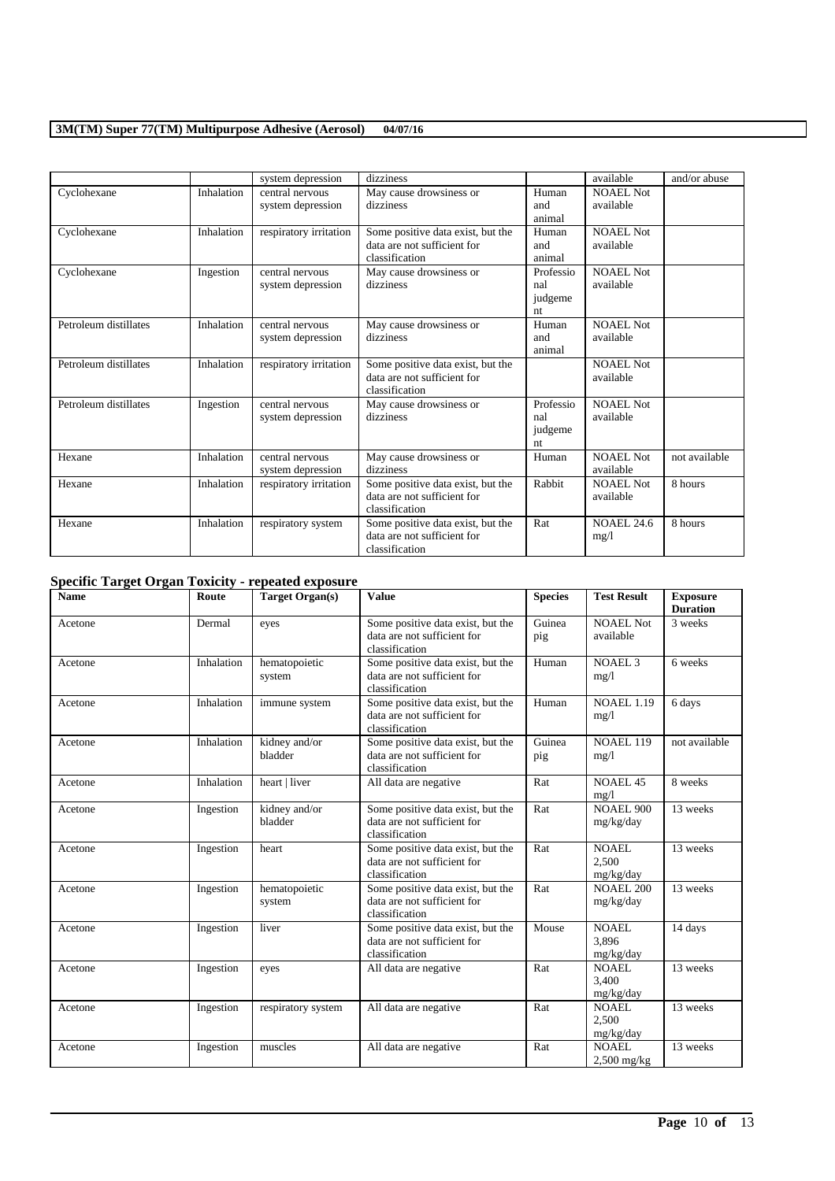|  |  | system depression | dizziness |  | available | and/or abuse |
|---|---|---|---|---|---|---|
| Cyclohexane | Inhalation | central nervous system depression | May cause drowsiness or dizziness | Human and animal | NOAEL Not available |  |
| Cyclohexane | Inhalation | respiratory irritation | Some positive data exist, but the data are not sufficient for classification | Human and animal | NOAEL Not available |  |
| Cyclohexane | Ingestion | central nervous system depression | May cause drowsiness or dizziness | Professional judgement | NOAEL Not available |  |
| Petroleum distillates | Inhalation | central nervous system depression | May cause drowsiness or dizziness | Human and animal | NOAEL Not available |  |
| Petroleum distillates | Inhalation | respiratory irritation | Some positive data exist, but the data are not sufficient for classification |  | NOAEL Not available |  |
| Petroleum distillates | Ingestion | central nervous system depression | May cause drowsiness or dizziness | Professional judgement | NOAEL Not available |  |
| Hexane | Inhalation | central nervous system depression | May cause drowsiness or dizziness | Human | NOAEL Not available | not available |
| Hexane | Inhalation | respiratory irritation | Some positive data exist, but the data are not sufficient for classification | Rabbit | NOAEL Not available | 8 hours |
| Hexane | Inhalation | respiratory system | Some positive data exist, but the data are not sufficient for classification | Rat | NOAEL 24.6 mg/l | 8 hours |

### Specific Target Organ Toxicity - repeated exposure

| Name | Route | Target Organ(s) | Value | Species | Test Result | Exposure Duration |
|---|---|---|---|---|---|---|
| Acetone | Dermal | eyes | Some positive data exist, but the data are not sufficient for classification | Guinea pig | NOAEL Not available | 3 weeks |
| Acetone | Inhalation | hematopoietic system | Some positive data exist, but the data are not sufficient for classification | Human | NOAEL 3 mg/l | 6 weeks |
| Acetone | Inhalation | immune system | Some positive data exist, but the data are not sufficient for classification | Human | NOAEL 1.19 mg/l | 6 days |
| Acetone | Inhalation | kidney and/or bladder | Some positive data exist, but the data are not sufficient for classification | Guinea pig | NOAEL 119 mg/l | not available |
| Acetone | Inhalation | heart \| liver | All data are negative | Rat | NOAEL 45 mg/l | 8 weeks |
| Acetone | Ingestion | kidney and/or bladder | Some positive data exist, but the data are not sufficient for classification | Rat | NOAEL 900 mg/kg/day | 13 weeks |
| Acetone | Ingestion | heart | Some positive data exist, but the data are not sufficient for classification | Rat | NOAEL 2,500 mg/kg/day | 13 weeks |
| Acetone | Ingestion | hematopoietic system | Some positive data exist, but the data are not sufficient for classification | Rat | NOAEL 200 mg/kg/day | 13 weeks |
| Acetone | Ingestion | liver | Some positive data exist, but the data are not sufficient for classification | Mouse | NOAEL 3,896 mg/kg/day | 14 days |
| Acetone | Ingestion | eyes | All data are negative | Rat | NOAEL 3,400 mg/kg/day | 13 weeks |
| Acetone | Ingestion | respiratory system | All data are negative | Rat | NOAEL 2,500 mg/kg/day | 13 weeks |
| Acetone | Ingestion | muscles | All data are negative | Rat | NOAEL 2,500 mg/kg | 13 weeks |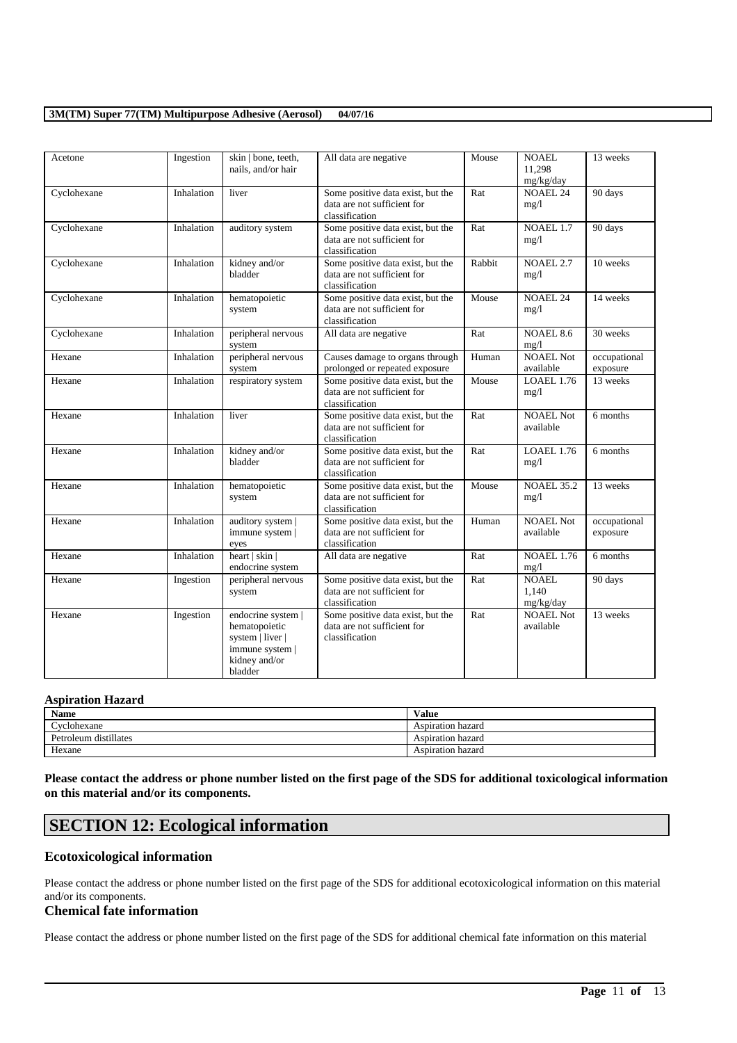| Acetone | Ingestion | skin \| bone, teeth, nails, and/or hair | All data are negative | Mouse | NOAEL 11,298 mg/kg/day | 13 weeks |
|---|---|---|---|---|---|---|
| Cyclohexane | Inhalation | liver | Some positive data exist, but the data are not sufficient for classification | Rat | NOAEL 24 mg/l | 90 days |
| Cyclohexane | Inhalation | auditory system | Some positive data exist, but the data are not sufficient for classification | Rat | NOAEL 1.7 mg/l | 90 days |
| Cyclohexane | Inhalation | kidney and/or bladder | Some positive data exist, but the data are not sufficient for classification | Rabbit | NOAEL 2.7 mg/l | 10 weeks |
| Cyclohexane | Inhalation | hematopoietic system | Some positive data exist, but the data are not sufficient for classification | Mouse | NOAEL 24 mg/l | 14 weeks |
| Cyclohexane | Inhalation | peripheral nervous system | All data are negative | Rat | NOAEL 8.6 mg/l | 30 weeks |
| Hexane | Inhalation | peripheral nervous system | Causes damage to organs through prolonged or repeated exposure | Human | NOAEL Not available | occupational exposure |
| Hexane | Inhalation | respiratory system | Some positive data exist, but the data are not sufficient for classification | Mouse | LOAEL 1.76 mg/l | 13 weeks |
| Hexane | Inhalation | liver | Some positive data exist, but the data are not sufficient for classification | Rat | NOAEL Not available | 6 months |
| Hexane | Inhalation | kidney and/or bladder | Some positive data exist, but the data are not sufficient for classification | Rat | LOAEL 1.76 mg/l | 6 months |
| Hexane | Inhalation | hematopoietic system | Some positive data exist, but the data are not sufficient for classification | Mouse | NOAEL 35.2 mg/l | 13 weeks |
| Hexane | Inhalation | auditory system \| immune system \| eyes | Some positive data exist, but the data are not sufficient for classification | Human | NOAEL Not available | occupational exposure |
| Hexane | Inhalation | heart \| skin \| endocrine system | All data are negative | Rat | NOAEL 1.76 mg/l | 6 months |
| Hexane | Ingestion | peripheral nervous system | Some positive data exist, but the data are not sufficient for classification | Rat | NOAEL 1,140 mg/kg/day | 90 days |
| Hexane | Ingestion | endocrine system \| hematopoietic system \| liver \| immune system \| kidney and/or bladder | Some positive data exist, but the data are not sufficient for classification | Rat | NOAEL Not available | 13 weeks |

### Aspiration Hazard

| Name | Value |
|---|---|
| Cyclohexane | Aspiration hazard |
| Petroleum distillates | Aspiration hazard |
| Hexane | Aspiration hazard |

**Please contact the address or phone number listed on the first page of the SDS for additional toxicological information on this material and/or its components.**

## SECTION 12: Ecological information

### Ecotoxicological information

Please contact the address or phone number listed on the first page of the SDS for additional ecotoxicological information on this material and/or its components.

### Chemical fate information

Please contact the address or phone number listed on the first page of the SDS for additional chemical fate information on this material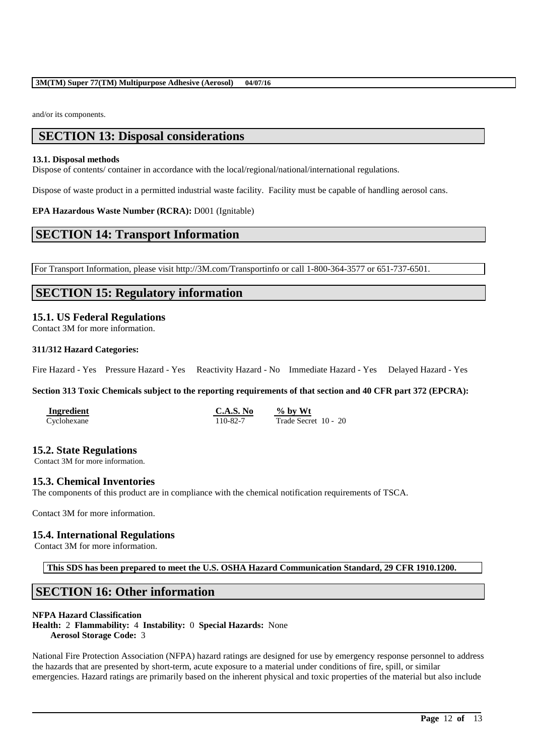and/or its components.

## SECTION 13: Disposal considerations

**13.1. Disposal methods**
Dispose of contents/ container in accordance with the local/regional/national/international regulations.

Dispose of waste product in a permitted industrial waste facility. Facility must be capable of handling aerosol cans.

**EPA Hazardous Waste Number (RCRA):** D001 (Ignitable)

## SECTION 14: Transport Information

For Transport Information, please visit http://3M.com/Transportinfo or call 1-800-364-3577 or 651-737-6501.

## SECTION 15: Regulatory information

### 15.1. US Federal Regulations
Contact 3M for more information.

**311/312 Hazard Categories:**

Fire Hazard - Yes Pressure Hazard - Yes Reactivity Hazard - No Immediate Hazard - Yes Delayed Hazard - Yes

**Section 313 Toxic Chemicals subject to the reporting requirements of that section and 40 CFR part 372 (EPCRA):**

| Ingredient | C.A.S. No | % by Wt |
|---|---|---|
| Cyclohexane | 110-82-7 | Trade Secret 10 - 20 |

### 15.2. State Regulations
Contact 3M for more information.

### 15.3. Chemical Inventories
The components of this product are in compliance with the chemical notification requirements of TSCA.

Contact 3M for more information.

### 15.4. International Regulations
Contact 3M for more information.

**This SDS has been prepared to meet the U.S. OSHA Hazard Communication Standard, 29 CFR 1910.1200.**

## SECTION 16: Other information

**NFPA Hazard Classification**
**Health:** 2 **Flammability:** 4 **Instability:** 0 **Special Hazards:** None
**Aerosol Storage Code:** 3

National Fire Protection Association (NFPA) hazard ratings are designed for use by emergency response personnel to address the hazards that are presented by short-term, acute exposure to a material under conditions of fire, spill, or similar emergencies. Hazard ratings are primarily based on the inherent physical and toxic properties of the material but also include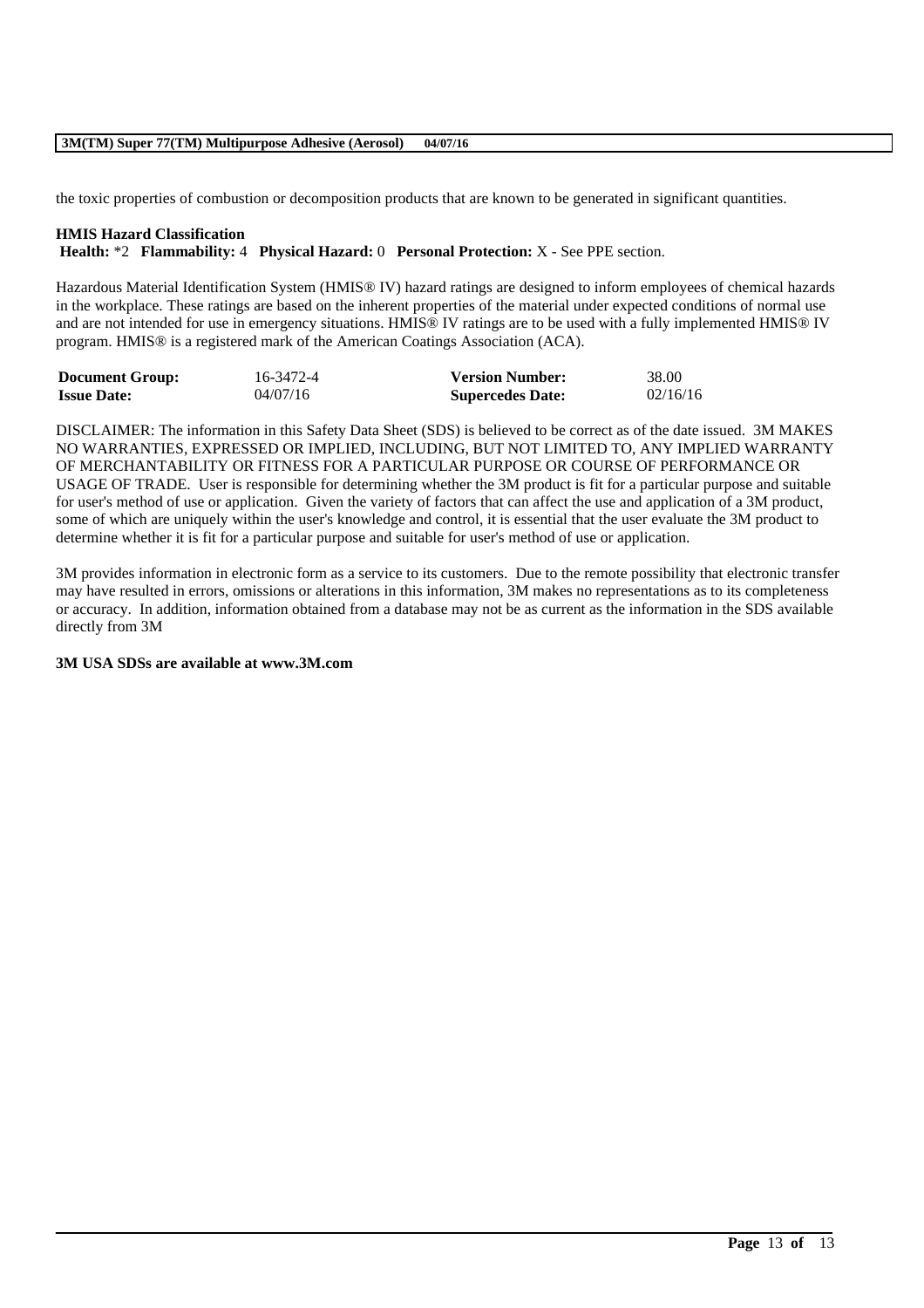the toxic properties of combustion or decomposition products that are known to be generated in significant quantities.

**HMIS Hazard Classification**
**Health:** *2 **Flammability:** 4 **Physical Hazard:** 0 **Personal Protection:** X - See PPE section.

Hazardous Material Identification System (HMIS® IV) hazard ratings are designed to inform employees of chemical hazards in the workplace. These ratings are based on the inherent properties of the material under expected conditions of normal use and are not intended for use in emergency situations. HMIS® IV ratings are to be used with a fully implemented HMIS® IV program. HMIS® is a registered mark of the American Coatings Association (ACA).

| | | | |
|---|---|---|---|
| **Document Group:** | 16-3472-4 | **Version Number:** | 38.00 |
| **Issue Date:** | 04/07/16 | **Supercedes Date:** | 02/16/16 |

DISCLAIMER: The information in this Safety Data Sheet (SDS) is believed to be correct as of the date issued. 3M MAKES NO WARRANTIES, EXPRESSED OR IMPLIED, INCLUDING, BUT NOT LIMITED TO, ANY IMPLIED WARRANTY OF MERCHANTABILITY OR FITNESS FOR A PARTICULAR PURPOSE OR COURSE OF PERFORMANCE OR USAGE OF TRADE. User is responsible for determining whether the 3M product is fit for a particular purpose and suitable for user's method of use or application. Given the variety of factors that can affect the use and application of a 3M product, some of which are uniquely within the user's knowledge and control, it is essential that the user evaluate the 3M product to determine whether it is fit for a particular purpose and suitable for user's method of use or application.

3M provides information in electronic form as a service to its customers. Due to the remote possibility that electronic transfer may have resulted in errors, omissions or alterations in this information, 3M makes no representations as to its completeness or accuracy. In addition, information obtained from a database may not be as current as the information in the SDS available directly from 3M

**3M USA SDSs are available at www.3M.com**